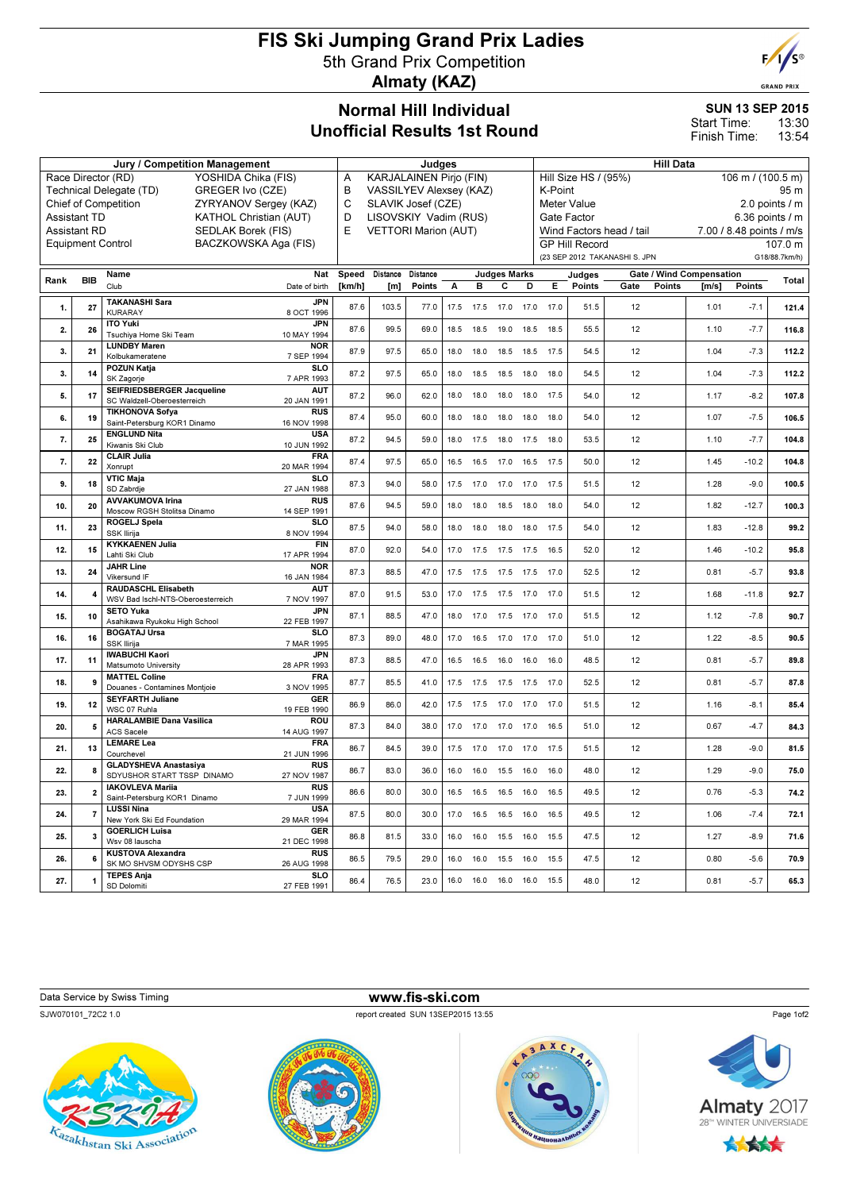# FIS Ski Jumping Grand Prix Ladies

## 5th Grand Prix Competition

## Almaty (KAZ)

## Normal Hill Individual
## Unofficial Results 1st Round

**SUN 13 SEP 2015**
Start Time: 13:30
Finish Time: 13:54

| Jury / Competition Management | | Judges | | Hill Data | |
|---|---|---|---|---|---|
| Race Director (RD) | YOSHIDA Chika (FIS) | A | KARJALAINEN Pirjo (FIN) | Hill Size HS / (95%) | 106 m / (100.5 m) |
| Technical Delegate (TD) | GREGER Ivo (CZE) | B | VASSILYEV Alexsey (KAZ) | K-Point | 95 m |
| Chief of Competition | ZYRYANOV Sergey (KAZ) | C | SLAVIK Josef (CZE) | Meter Value | 2.0 points / m |
| Assistant TD | KATHOL Christian (AUT) | D | LISOVSKIY Vadim (RUS) | Gate Factor | 6.36 points / m |
| Assistant RD | SEDLAK Borek (FIS) | E | VETTORI Marion (AUT) | Wind Factors head / tail | 7.00 / 8.48 points / m/s |
| Equipment Control | BACZKOWSKA Aga (FIS) | | | GP Hill Record | 107.0 m |
| | | | | (23 SEP 2012 TAKANASHI S. JPN | G18/88.7km/h) |

| Rank | Bib | Name / Club | Nat / Date of birth | Speed [km/h] | Distance [m] | Distance Points | A | B | C | D | E | Judges Points | Gate | Gate Points | Wind [m/s] | Wind Points | Total |
|---|---|---|---|---|---|---|---|---|---|---|---|---|---|---|---|---|---|
| 1. | 27 | TAKANASHI Sara / KURARAY | JPN / 8 OCT 1996 | 87.6 | 103.5 | 77.0 | 17.5 | 17.5 | 17.0 | 17.0 | 17.0 | 51.5 | 12 | | 1.01 | -7.1 | 121.4 |
| 2. | 26 | ITO Yuki / Tsuchiya Home Ski Team | JPN / 10 MAY 1994 | 87.6 | 99.5 | 69.0 | 18.5 | 18.5 | 19.0 | 18.5 | 18.5 | 55.5 | 12 | | 1.10 | -7.7 | 116.8 |
| 3. | 21 | LUNDBY Maren / Kolbukameratene | NOR / 7 SEP 1994 | 87.9 | 97.5 | 65.0 | 18.0 | 18.0 | 18.5 | 18.5 | 17.5 | 54.5 | 12 | | 1.04 | -7.3 | 112.2 |
| 3. | 14 | POZUN Katja / SK Zagorje | SLO / 7 APR 1993 | 87.2 | 97.5 | 65.0 | 18.0 | 18.5 | 18.5 | 18.0 | 18.0 | 54.5 | 12 | | 1.04 | -7.3 | 112.2 |
| 5. | 17 | SEIFRIEDSBERGER Jacqueline / SC Waldzell-Oberoesterreich | AUT / 20 JAN 1991 | 87.2 | 96.0 | 62.0 | 18.0 | 18.0 | 18.0 | 18.0 | 17.5 | 54.0 | 12 | | 1.17 | -8.2 | 107.8 |
| 6. | 19 | TIKHONOVA Sofya / Saint-Petersburg KOR1 Dinamo | RUS / 16 NOV 1998 | 87.4 | 95.0 | 60.0 | 18.0 | 18.0 | 18.0 | 18.0 | 18.0 | 54.0 | 12 | | 1.07 | -7.5 | 106.5 |
| 7. | 25 | ENGLUND Nita / Kiwanis Ski Club | USA / 10 JUN 1992 | 87.2 | 94.5 | 59.0 | 18.0 | 17.5 | 18.0 | 17.5 | 18.0 | 53.5 | 12 | | 1.10 | -7.7 | 104.8 |
| 7. | 22 | CLAIR Julia / Xonrupt | FRA / 20 MAR 1994 | 87.4 | 97.5 | 65.0 | 16.5 | 16.5 | 17.0 | 16.5 | 17.5 | 50.0 | 12 | | 1.45 | -10.2 | 104.8 |
| 9. | 18 | VTIC Maja / SD Zabrdje | SLO / 27 JAN 1988 | 87.3 | 94.0 | 58.0 | 17.5 | 17.0 | 17.0 | 17.0 | 17.5 | 51.5 | 12 | | 1.28 | -9.0 | 100.5 |
| 10. | 20 | AVVAKUMOVA Irina / Moscow RGSH Stolitsa Dinamo | RUS / 14 SEP 1991 | 87.6 | 94.5 | 59.0 | 18.0 | 18.0 | 18.5 | 18.0 | 18.0 | 54.0 | 12 | | 1.82 | -12.7 | 100.3 |
| 11. | 23 | ROGELJ Spela / SSK Ilirija | SLO / 8 NOV 1994 | 87.5 | 94.0 | 58.0 | 18.0 | 18.0 | 18.0 | 18.0 | 17.5 | 54.0 | 12 | | 1.83 | -12.8 | 99.2 |
| 12. | 15 | KYKKAENEN Julia / Lahti Ski Club | FIN / 17 APR 1994 | 87.0 | 92.0 | 54.0 | 17.0 | 17.5 | 17.5 | 17.5 | 16.5 | 52.0 | 12 | | 1.46 | -10.2 | 95.8 |
| 13. | 24 | JAHR Line / Vikersund IF | NOR / 16 JAN 1984 | 87.3 | 88.5 | 47.0 | 17.5 | 17.5 | 17.5 | 17.5 | 17.0 | 52.5 | 12 | | 0.81 | -5.7 | 93.8 |
| 14. | 4 | RAUDASCHL Elisabeth / WSV Bad Ischl-NTS-Oberoesterreich | AUT / 7 NOV 1997 | 87.0 | 91.5 | 53.0 | 17.0 | 17.5 | 17.5 | 17.0 | 17.0 | 51.5 | 12 | | 1.68 | -11.8 | 92.7 |
| 15. | 10 | SETO Yuka / Asahikawa Ryukoku High School | JPN / 22 FEB 1997 | 87.1 | 88.5 | 47.0 | 18.0 | 17.0 | 17.5 | 17.0 | 17.0 | 51.5 | 12 | | 1.12 | -7.8 | 90.7 |
| 16. | 16 | BOGATAJ Ursa / SSK Ilirija | SLO / 7 MAR 1995 | 87.3 | 89.0 | 48.0 | 17.0 | 16.5 | 17.0 | 17.0 | 17.0 | 51.0 | 12 | | 1.22 | -8.5 | 90.5 |
| 17. | 11 | IWABUCHI Kaori / Matsumoto University | JPN / 28 APR 1993 | 87.3 | 88.5 | 47.0 | 16.5 | 16.5 | 16.0 | 16.0 | 16.0 | 48.5 | 12 | | 0.81 | -5.7 | 89.8 |
| 18. | 9 | MATTEL Coline / Douanes - Contamines Montjoie | FRA / 3 NOV 1995 | 87.7 | 85.5 | 41.0 | 17.5 | 17.5 | 17.5 | 17.5 | 17.0 | 52.5 | 12 | | 0.81 | -5.7 | 87.8 |
| 19. | 12 | SEYFARTH Juliane / WSC 07 Ruhla | GER / 19 FEB 1990 | 86.9 | 86.0 | 42.0 | 17.5 | 17.5 | 17.0 | 17.0 | 17.0 | 51.5 | 12 | | 1.16 | -8.1 | 85.4 |
| 20. | 5 | HARALAMBIE Dana Vasilica / ACS Sacele | ROU / 14 AUG 1997 | 87.3 | 84.0 | 38.0 | 17.0 | 17.0 | 17.0 | 17.0 | 16.5 | 51.0 | 12 | | 0.67 | -4.7 | 84.3 |
| 21. | 13 | LEMARE Lea / Courchevel | FRA / 21 JUN 1996 | 86.7 | 84.5 | 39.0 | 17.5 | 17.0 | 17.0 | 17.0 | 17.5 | 51.5 | 12 | | 1.28 | -9.0 | 81.5 |
| 22. | 8 | GLADYSHEVA Anastasiya / SDYUSHOR START TSSP DINAMO | RUS / 27 NOV 1987 | 86.7 | 83.0 | 36.0 | 16.0 | 16.0 | 15.5 | 16.0 | 16.0 | 48.0 | 12 | | 1.29 | -9.0 | 75.0 |
| 23. | 2 | IAKOVLEVA Mariia / Saint-Petersburg KOR1 Dinamo | RUS / 7 JUN 1999 | 86.6 | 80.0 | 30.0 | 16.5 | 16.5 | 16.5 | 16.0 | 16.5 | 49.5 | 12 | | 0.76 | -5.3 | 74.2 |
| 24. | 7 | LUSSI Nina / New York Ski Ed Foundation | USA / 29 MAR 1994 | 87.5 | 80.0 | 30.0 | 17.0 | 16.5 | 16.5 | 16.0 | 16.5 | 49.5 | 12 | | 1.06 | -7.4 | 72.1 |
| 25. | 3 | GOERLICH Luisa / Wsv 08 lauscha | GER / 21 DEC 1998 | 86.8 | 81.5 | 33.0 | 16.0 | 16.0 | 15.5 | 16.0 | 15.5 | 47.5 | 12 | | 1.27 | -8.9 | 71.6 |
| 26. | 6 | KUSTOVA Alexandra / SK MO SHVSM ODYSHS CSP | RUS / 26 AUG 1998 | 86.5 | 79.5 | 29.0 | 16.0 | 16.0 | 15.5 | 16.0 | 15.5 | 47.5 | 12 | | 0.80 | -5.6 | 70.9 |
| 27. | 1 | TEPES Anja / SD Dolomiti | SLO / 27 FEB 1991 | 86.4 | 76.5 | 23.0 | 16.0 | 16.0 | 16.0 | 16.0 | 15.5 | 48.0 | 12 | | 0.81 | -5.7 | 65.3 |

Data Service by Swiss Timing

www.fis-ski.com

SJW070101_72C2 1.0

report created SUN 13SEP2015 13:55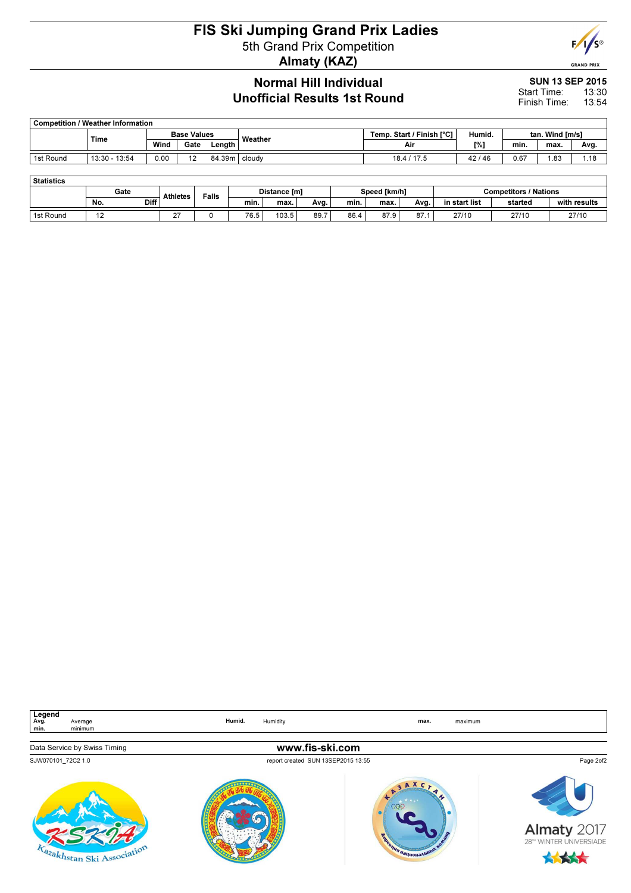# FIS Ski Jumping Grand Prix Ladies

5th Grand Prix Competition

**Almaty (KAZ)**

## Normal Hill Individual
## Unofficial Results 1st Round

**SUN 13 SEP 2015**
Start Time: 13:30
Finish Time: 13:54

| Competition / Weather Information | | | | | | | | | | |
|---|---|---|---|---|---|---|---|---|---|---|
| | Time | Base Values | | | Weather | Temp. Start / Finish [°C] | Humid. | tan. Wind [m/s] | | |
| | | Wind | Gate | Length | | Air | [%] | min. | max. | Avg. |
| 1st Round | 13:30 - 13:54 | 0.00 | 12 | 84.39m | cloudy | 18.4 / 17.5 | 42 / 46 | 0.67 | 1.83 | 1.18 |

| Statistics | | | | | | | | | | | | | |
|---|---|---|---|---|---|---|---|---|---|---|---|---|---|
| | Gate | | Athletes | Falls | Distance [m] | | | Speed [km/h] | | | Competitors / Nations | | |
| | No. | Diff | | | min. | max. | Avg. | min. | max. | Avg. | in start list | started | with results |
| 1st Round | 12 | | 27 | 0 | 76.5 | 103.5 | 89.7 | 86.4 | 87.9 | 87.1 | 27/10 | 27/10 | 27/10 |

**Legend**
**Avg.** Average
**min.** minimum
**Humid.** Humidity
**max.** maximum

Data Service by Swiss Timing

www.fis-ski.com

SJW070101_72C2 1.0

report created SUN 13SEP2015 13:55